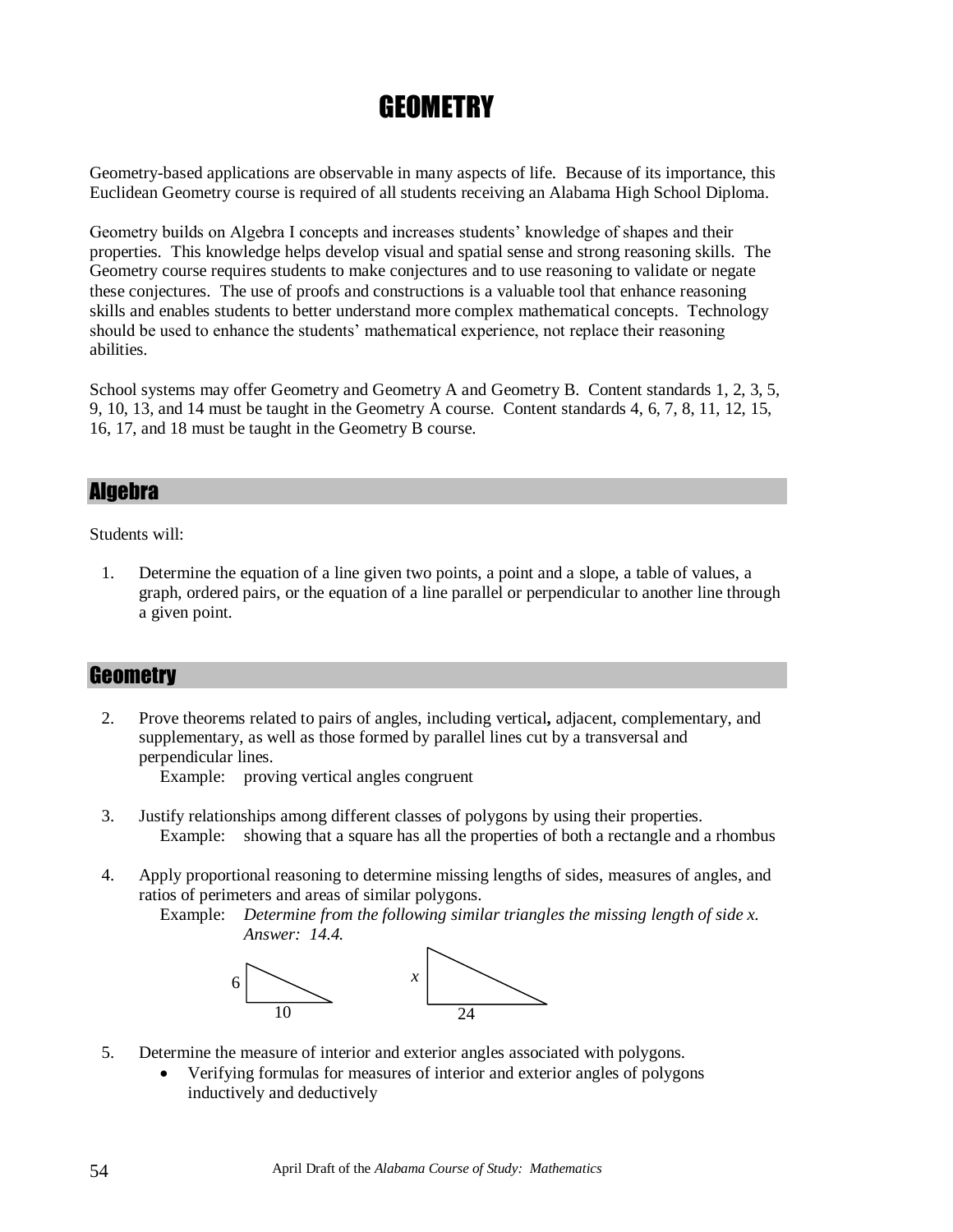# GEOMETRY

Geometry-based applications are observable in many aspects of life. Because of its importance, this Euclidean Geometry course is required of all students receiving an Alabama High School Diploma.

Geometry builds on Algebra I concepts and increases students' knowledge of shapes and their properties. This knowledge helps develop visual and spatial sense and strong reasoning skills. The Geometry course requires students to make conjectures and to use reasoning to validate or negate these conjectures. The use of proofs and constructions is a valuable tool that enhance reasoning skills and enables students to better understand more complex mathematical concepts. Technology should be used to enhance the students' mathematical experience, not replace their reasoning abilities.

School systems may offer Geometry and Geometry A and Geometry B. Content standards 1, 2, 3, 5, 9, 10, 13, and 14 must be taught in the Geometry A course. Content standards 4, 6, 7, 8, 11, 12, 15, 16, 17, and 18 must be taught in the Geometry B course.

## Algebra

Students will:

1. Determine the equation of a line given two points, a point and a slope, a table of values, a graph, ordered pairs, or the equation of a line parallel or perpendicular to another line through a given point.

## Geometry

2. Prove theorems related to pairs of angles, including vertical, adjacent, complementary, and supplementary, as well as those formed by parallel lines cut by a transversal and perpendicular lines.
   Example: proving vertical angles congruent

3. Justify relationships among different classes of polygons by using their properties.
   Example: showing that a square has all the properties of both a rectangle and a rhombus

4. Apply proportional reasoning to determine missing lengths of sides, measures of angles, and ratios of perimeters and areas of similar polygons.
   Example: *Determine from the following similar triangles the missing length of side x. Answer: 14.4.*

   6 | 10 &nbsp;&nbsp;&nbsp;&nbsp; $x$ | 24

5. Determine the measure of interior and exterior angles associated with polygons.
   - Verifying formulas for measures of interior and exterior angles of polygons inductively and deductively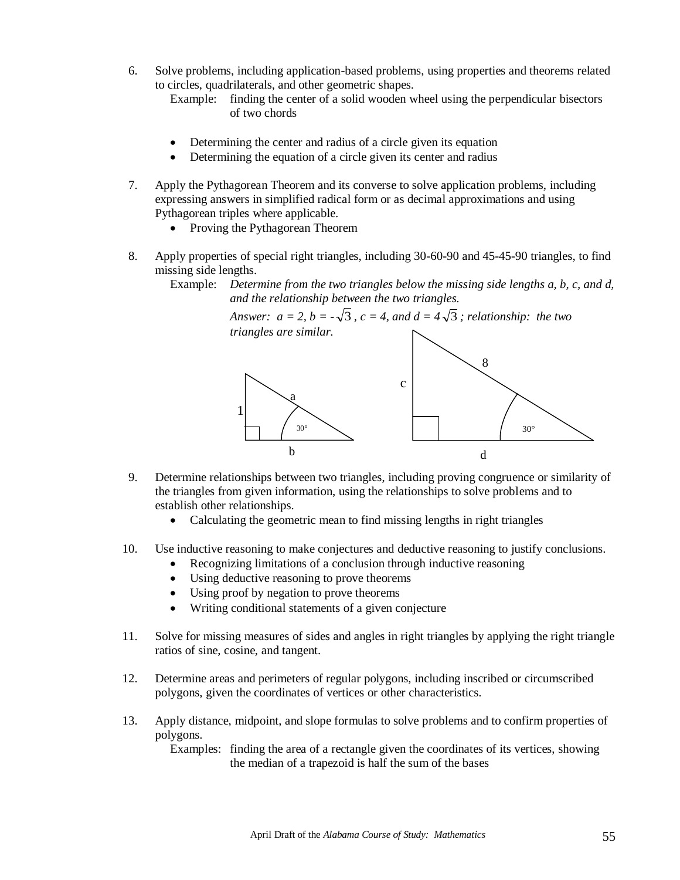6. Solve problems, including application-based problems, using properties and theorems related to circles, quadrilaterals, and other geometric shapes.

   Example: finding the center of a solid wooden wheel using the perpendicular bisectors of two chords

   - Determining the center and radius of a circle given its equation
   - Determining the equation of a circle given its center and radius

7. Apply the Pythagorean Theorem and its converse to solve application problems, including expressing answers in simplified radical form or as decimal approximations and using Pythagorean triples where applicable.

   - Proving the Pythagorean Theorem

8. Apply properties of special right triangles, including 30-60-90 and 45-45-90 triangles, to find missing side lengths.

   Example: *Determine from the two triangles below the missing side lengths a, b, c, and d, and the relationship between the two triangles.*

   *Answer: $a = 2$, $b = -\sqrt{3}$, $c = 4$, and $d = 4\sqrt{3}$; relationship: the two triangles are similar.*

   a, 1, 30°, b, c, 8, 30°, d

9. Determine relationships between two triangles, including proving congruence or similarity of the triangles from given information, using the relationships to solve problems and to establish other relationships.

   - Calculating the geometric mean to find missing lengths in right triangles

10. Use inductive reasoning to make conjectures and deductive reasoning to justify conclusions.

    - Recognizing limitations of a conclusion through inductive reasoning
    - Using deductive reasoning to prove theorems
    - Using proof by negation to prove theorems
    - Writing conditional statements of a given conjecture

11. Solve for missing measures of sides and angles in right triangles by applying the right triangle ratios of sine, cosine, and tangent.

12. Determine areas and perimeters of regular polygons, including inscribed or circumscribed polygons, given the coordinates of vertices or other characteristics.

13. Apply distance, midpoint, and slope formulas to solve problems and to confirm properties of polygons.

    Examples: finding the area of a rectangle given the coordinates of its vertices, showing the median of a trapezoid is half the sum of the bases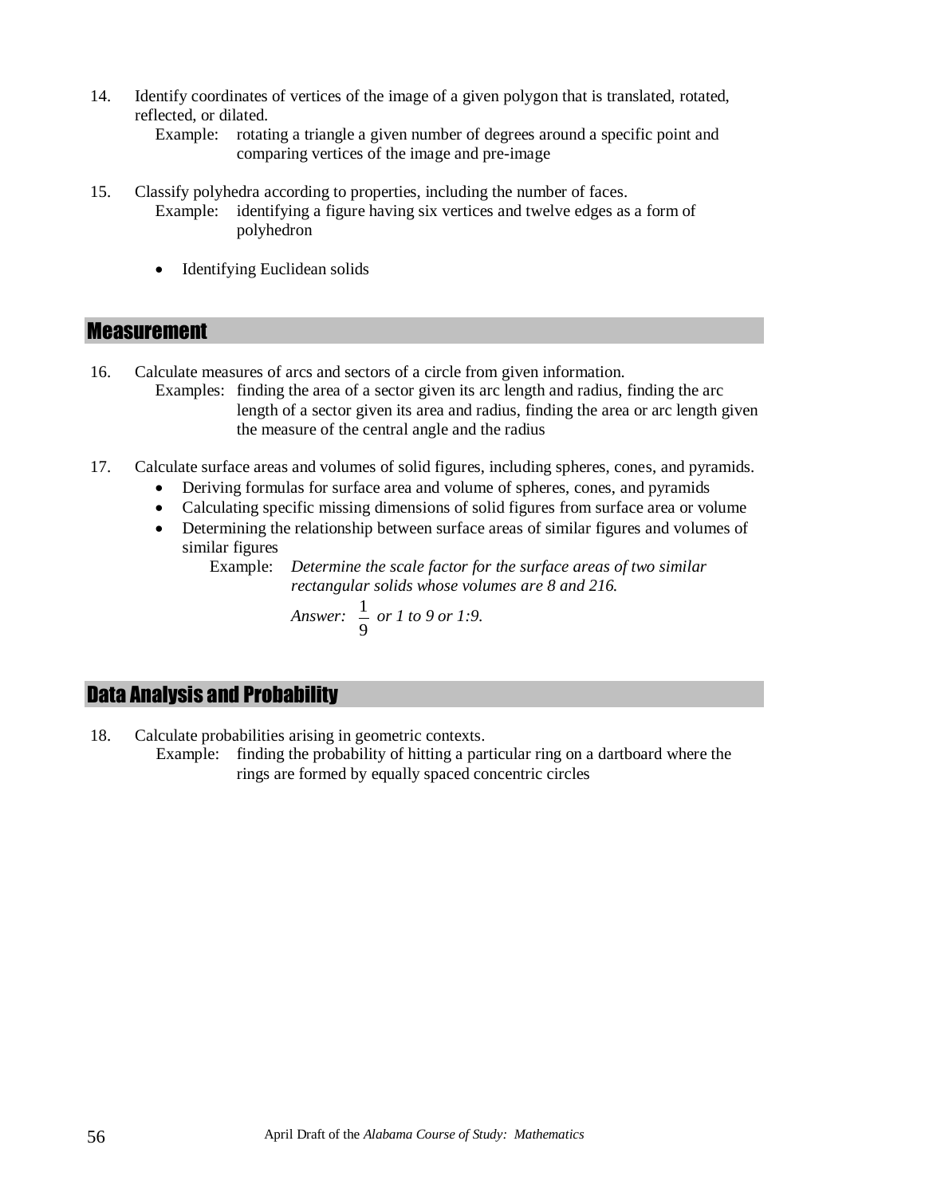14. Identify coordinates of vertices of the image of a given polygon that is translated, rotated, reflected, or dilated.
    Example: rotating a triangle a given number of degrees around a specific point and comparing vertices of the image and pre-image

15. Classify polyhedra according to properties, including the number of faces.
    Example: identifying a figure having six vertices and twelve edges as a form of polyhedron

    - Identifying Euclidean solids

## Measurement

16. Calculate measures of arcs and sectors of a circle from given information.
    Examples: finding the area of a sector given its arc length and radius, finding the arc length of a sector given its area and radius, finding the area or arc length given the measure of the central angle and the radius

17. Calculate surface areas and volumes of solid figures, including spheres, cones, and pyramids.
    - Deriving formulas for surface area and volume of spheres, cones, and pyramids
    - Calculating specific missing dimensions of solid figures from surface area or volume
    - Determining the relationship between surface areas of similar figures and volumes of similar figures

      Example: *Determine the scale factor for the surface areas of two similar rectangular solids whose volumes are 8 and 216.*

      *Answer:* $\frac{1}{9}$ *or 1 to 9 or 1:9.*

## Data Analysis and Probability

18. Calculate probabilities arising in geometric contexts.
    Example: finding the probability of hitting a particular ring on a dartboard where the rings are formed by equally spaced concentric circles